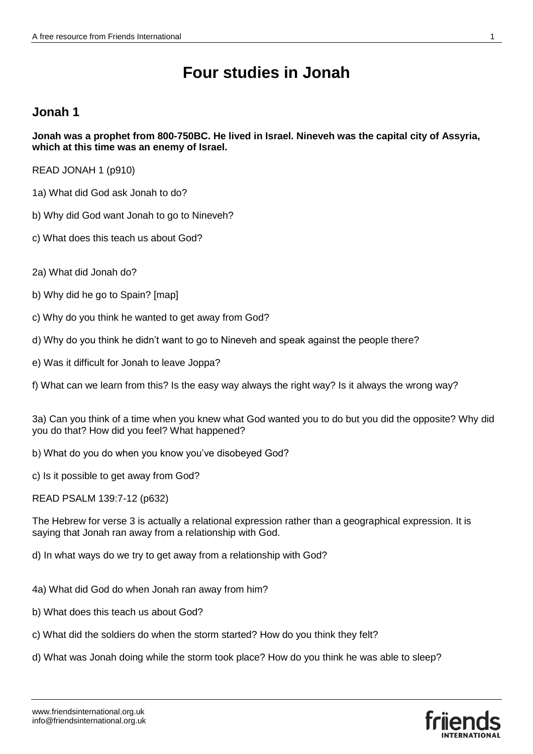# Four studies in Jonah

## Jonah 1

**Jonah was a prophet from 800-750BC. He lived in Israel. Nineveh was the capital city of Assyria, which at this time was an enemy of Israel.**

READ JONAH 1 (p910)

1a) What did God ask Jonah to do?

b) Why did God want Jonah to go to Nineveh?

c) What does this teach us about God?

2a) What did Jonah do?

b) Why did he go to Spain? [map]

c) Why do you think he wanted to get away from God?

d) Why do you think he didn't want to go to Nineveh and speak against the people there?

e) Was it difficult for Jonah to leave Joppa?

f) What can we learn from this? Is the easy way always the right way? Is it always the wrong way?

3a) Can you think of a time when you knew what God wanted you to do but you did the opposite? Why did you do that? How did you feel? What happened?

b) What do you do when you know you've disobeyed God?

c) Is it possible to get away from God?

READ PSALM 139:7-12 (p632)

The Hebrew for verse 3 is actually a relational expression rather than a geographical expression. It is saying that Jonah ran away from a relationship with God.

d) In what ways do we try to get away from a relationship with God?

4a) What did God do when Jonah ran away from him?

b) What does this teach us about God?

c) What did the soldiers do when the storm started? How do you think they felt?

d) What was Jonah doing while the storm took place? How do you think he was able to sleep?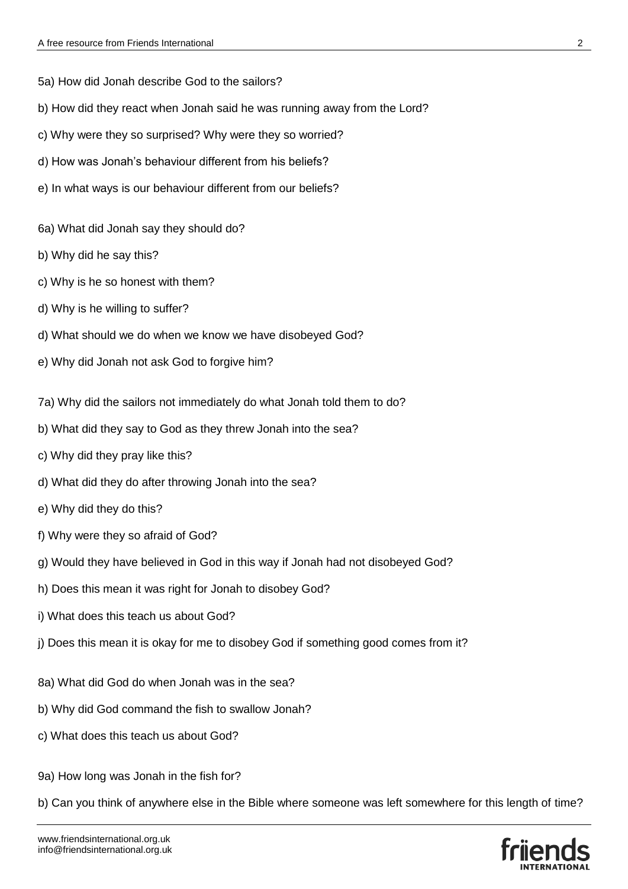5a) How did Jonah describe God to the sailors?

b) How did they react when Jonah said he was running away from the Lord?

c) Why were they so surprised? Why were they so worried?

d) How was Jonah's behaviour different from his beliefs?

e) In what ways is our behaviour different from our beliefs?

6a) What did Jonah say they should do?

b) Why did he say this?

c) Why is he so honest with them?

d) Why is he willing to suffer?

d) What should we do when we know we have disobeyed God?

e) Why did Jonah not ask God to forgive him?

7a) Why did the sailors not immediately do what Jonah told them to do?

b) What did they say to God as they threw Jonah into the sea?

c) Why did they pray like this?

d) What did they do after throwing Jonah into the sea?

e) Why did they do this?

f) Why were they so afraid of God?

g) Would they have believed in God in this way if Jonah had not disobeyed God?

h) Does this mean it was right for Jonah to disobey God?

i) What does this teach us about God?

j) Does this mean it is okay for me to disobey God if something good comes from it?

8a) What did God do when Jonah was in the sea?

b) Why did God command the fish to swallow Jonah?

c) What does this teach us about God?

9a) How long was Jonah in the fish for?

b) Can you think of anywhere else in the Bible where someone was left somewhere for this length of time?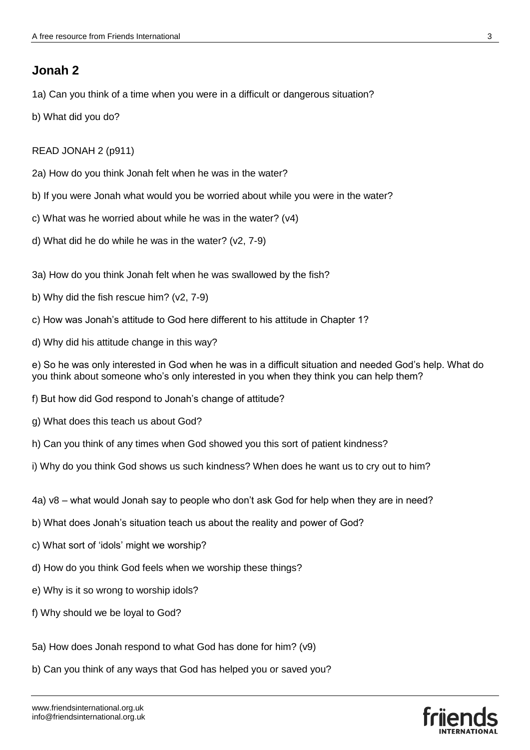## Jonah 2

1a) Can you think of a time when you were in a difficult or dangerous situation?

b) What did you do?

READ JONAH 2 (p911)

2a) How do you think Jonah felt when he was in the water?

b) If you were Jonah what would you be worried about while you were in the water?

c) What was he worried about while he was in the water? (v4)

d) What did he do while he was in the water? (v2, 7-9)

3a) How do you think Jonah felt when he was swallowed by the fish?

b) Why did the fish rescue him? (v2, 7-9)

c) How was Jonah's attitude to God here different to his attitude in Chapter 1?

d) Why did his attitude change in this way?

e) So he was only interested in God when he was in a difficult situation and needed God's help. What do you think about someone who's only interested in you when they think you can help them?

f) But how did God respond to Jonah's change of attitude?

g) What does this teach us about God?

h) Can you think of any times when God showed you this sort of patient kindness?

i) Why do you think God shows us such kindness? When does he want us to cry out to him?

4a) v8 – what would Jonah say to people who don't ask God for help when they are in need?

b) What does Jonah's situation teach us about the reality and power of God?

c) What sort of 'idols' might we worship?

d) How do you think God feels when we worship these things?

e) Why is it so wrong to worship idols?

f) Why should we be loyal to God?

5a) How does Jonah respond to what God has done for him? (v9)

b) Can you think of any ways that God has helped you or saved you?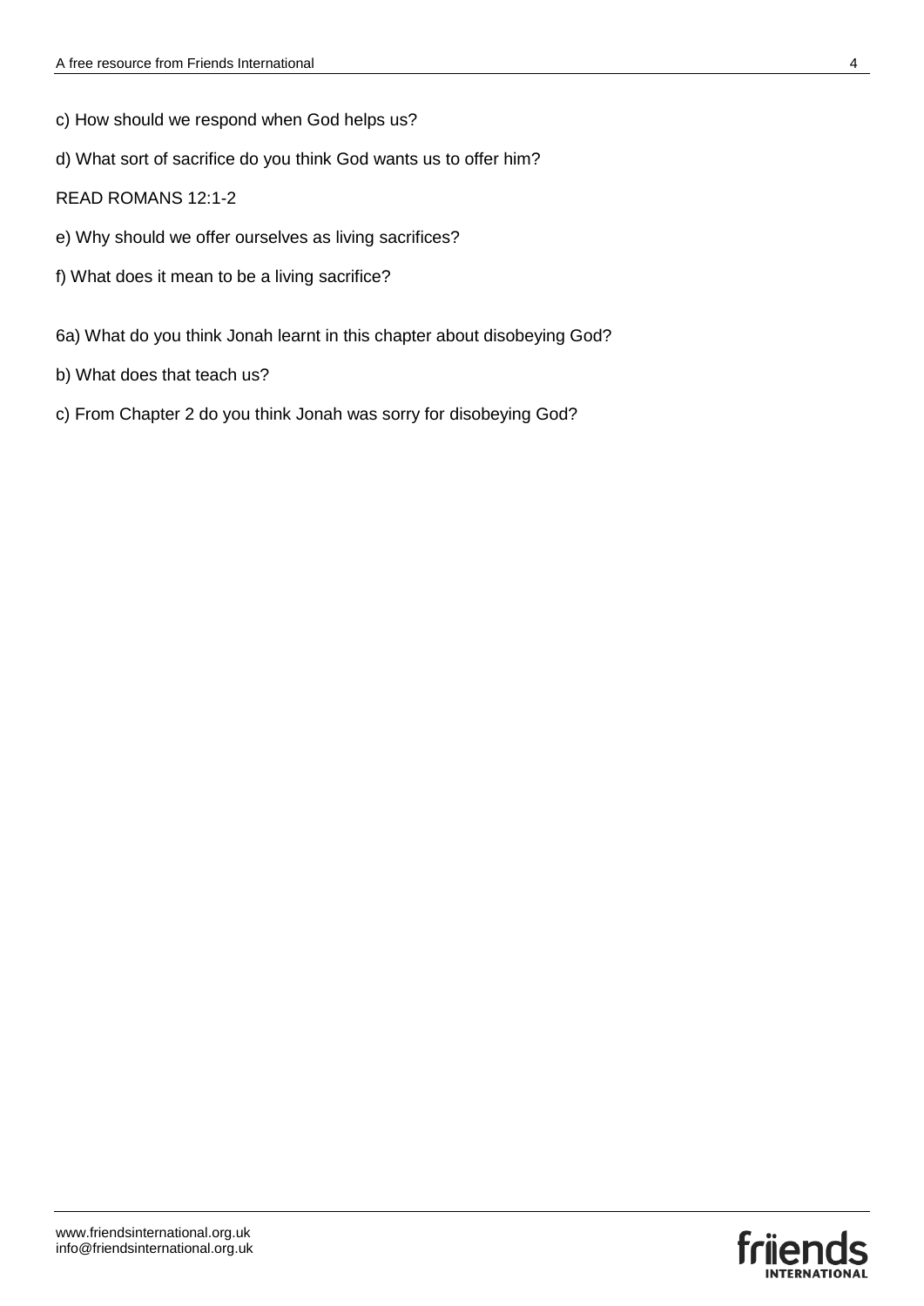c) How should we respond when God helps us?

d) What sort of sacrifice do you think God wants us to offer him?

READ ROMANS 12:1-2

e) Why should we offer ourselves as living sacrifices?

f) What does it mean to be a living sacrifice?

6a) What do you think Jonah learnt in this chapter about disobeying God?

b) What does that teach us?

c) From Chapter 2 do you think Jonah was sorry for disobeying God?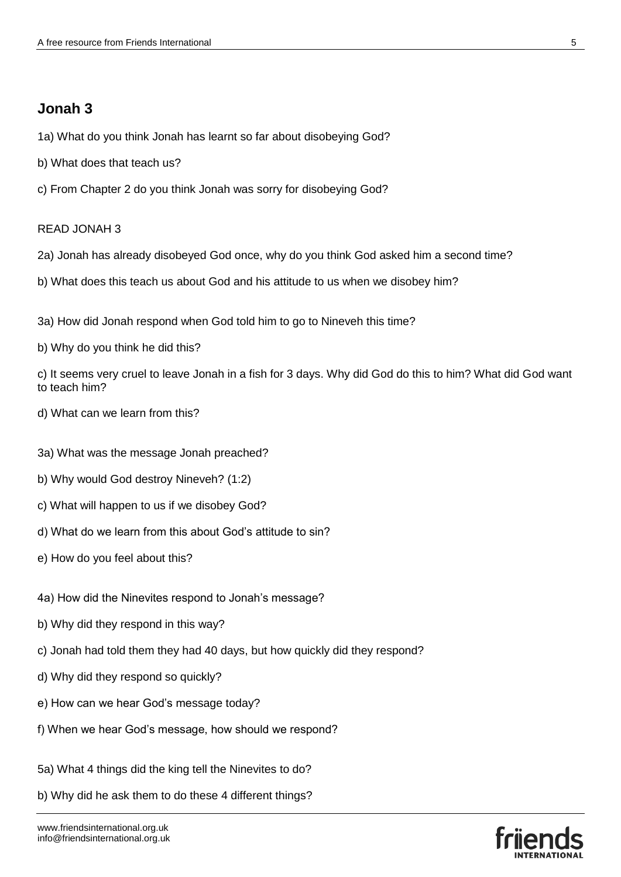## Jonah 3

1a) What do you think Jonah has learnt so far about disobeying God?

b) What does that teach us?

c) From Chapter 2 do you think Jonah was sorry for disobeying God?

READ JONAH 3

2a) Jonah has already disobeyed God once, why do you think God asked him a second time?

b) What does this teach us about God and his attitude to us when we disobey him?

3a) How did Jonah respond when God told him to go to Nineveh this time?

b) Why do you think he did this?

c) It seems very cruel to leave Jonah in a fish for 3 days. Why did God do this to him? What did God want to teach him?

d) What can we learn from this?

3a) What was the message Jonah preached?

b) Why would God destroy Nineveh? (1:2)

c) What will happen to us if we disobey God?

d) What do we learn from this about God's attitude to sin?

e) How do you feel about this?

4a) How did the Ninevites respond to Jonah's message?

b) Why did they respond in this way?

c) Jonah had told them they had 40 days, but how quickly did they respond?

d) Why did they respond so quickly?

e) How can we hear God's message today?

f) When we hear God's message, how should we respond?

5a) What 4 things did the king tell the Ninevites to do?

b) Why did he ask them to do these 4 different things?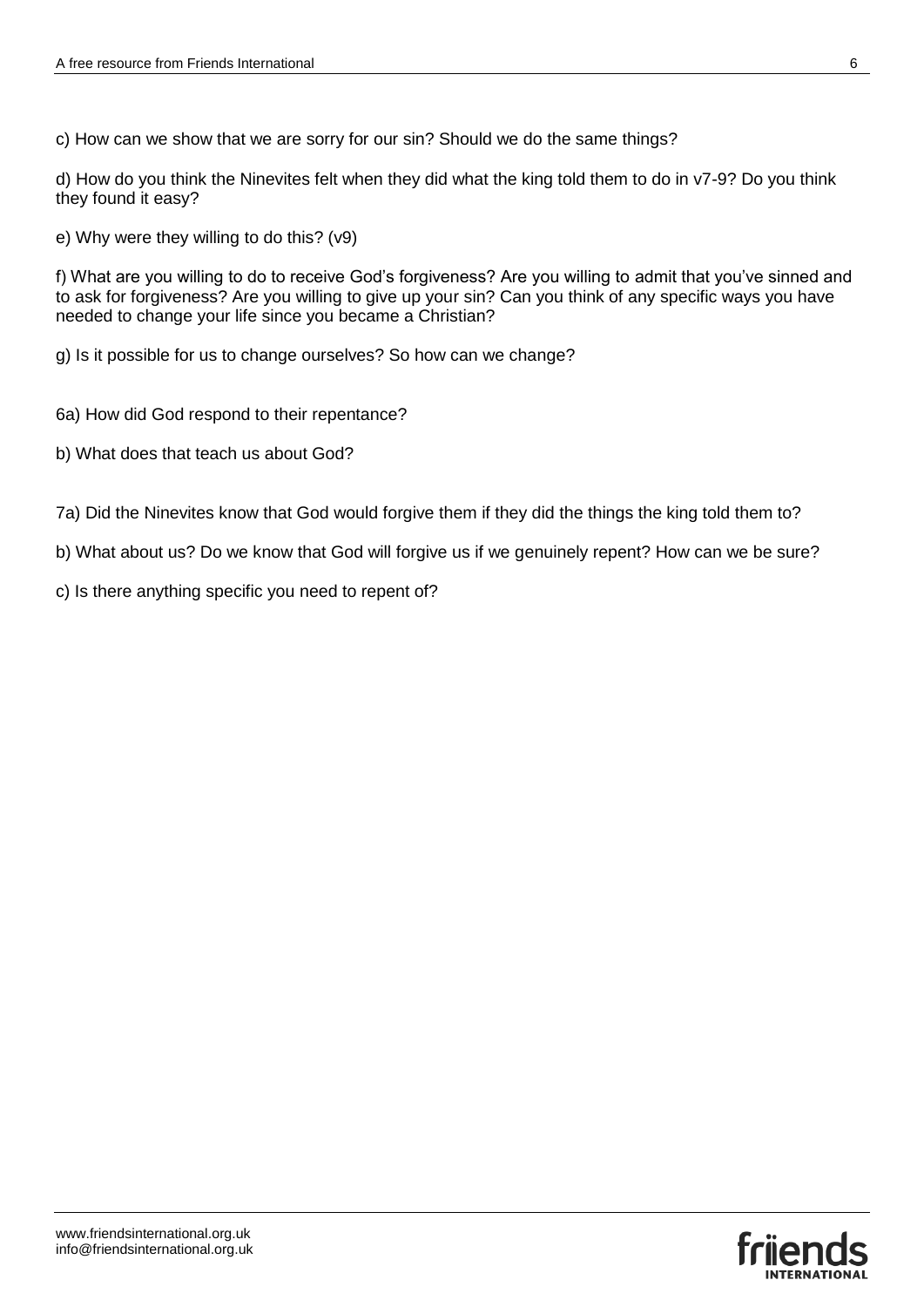c) How can we show that we are sorry for our sin? Should we do the same things?

d) How do you think the Ninevites felt when they did what the king told them to do in v7-9? Do you think they found it easy?

e) Why were they willing to do this? (v9)

f) What are you willing to do to receive God's forgiveness? Are you willing to admit that you've sinned and to ask for forgiveness? Are you willing to give up your sin? Can you think of any specific ways you have needed to change your life since you became a Christian?

g) Is it possible for us to change ourselves? So how can we change?

6a) How did God respond to their repentance?

b) What does that teach us about God?

7a) Did the Ninevites know that God would forgive them if they did the things the king told them to?

b) What about us? Do we know that God will forgive us if we genuinely repent? How can we be sure?

c) Is there anything specific you need to repent of?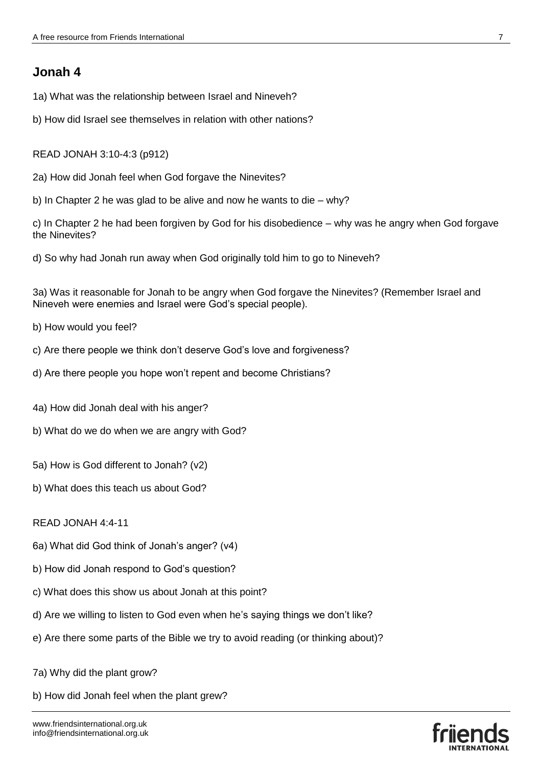## Jonah 4

1a) What was the relationship between Israel and Nineveh?

b) How did Israel see themselves in relation with other nations?

READ JONAH 3:10-4:3 (p912)

2a) How did Jonah feel when God forgave the Ninevites?

b) In Chapter 2 he was glad to be alive and now he wants to die – why?

c) In Chapter 2 he had been forgiven by God for his disobedience – why was he angry when God forgave the Ninevites?

d) So why had Jonah run away when God originally told him to go to Nineveh?

3a) Was it reasonable for Jonah to be angry when God forgave the Ninevites? (Remember Israel and Nineveh were enemies and Israel were God's special people).

b) How would you feel?

c) Are there people we think don't deserve God's love and forgiveness?

d) Are there people you hope won't repent and become Christians?

4a) How did Jonah deal with his anger?

b) What do we do when we are angry with God?

5a) How is God different to Jonah? (v2)

b) What does this teach us about God?

READ JONAH 4:4-11

6a) What did God think of Jonah's anger? (v4)

b) How did Jonah respond to God's question?

c) What does this show us about Jonah at this point?

d) Are we willing to listen to God even when he's saying things we don't like?

e) Are there some parts of the Bible we try to avoid reading (or thinking about)?

7a) Why did the plant grow?

b) How did Jonah feel when the plant grew?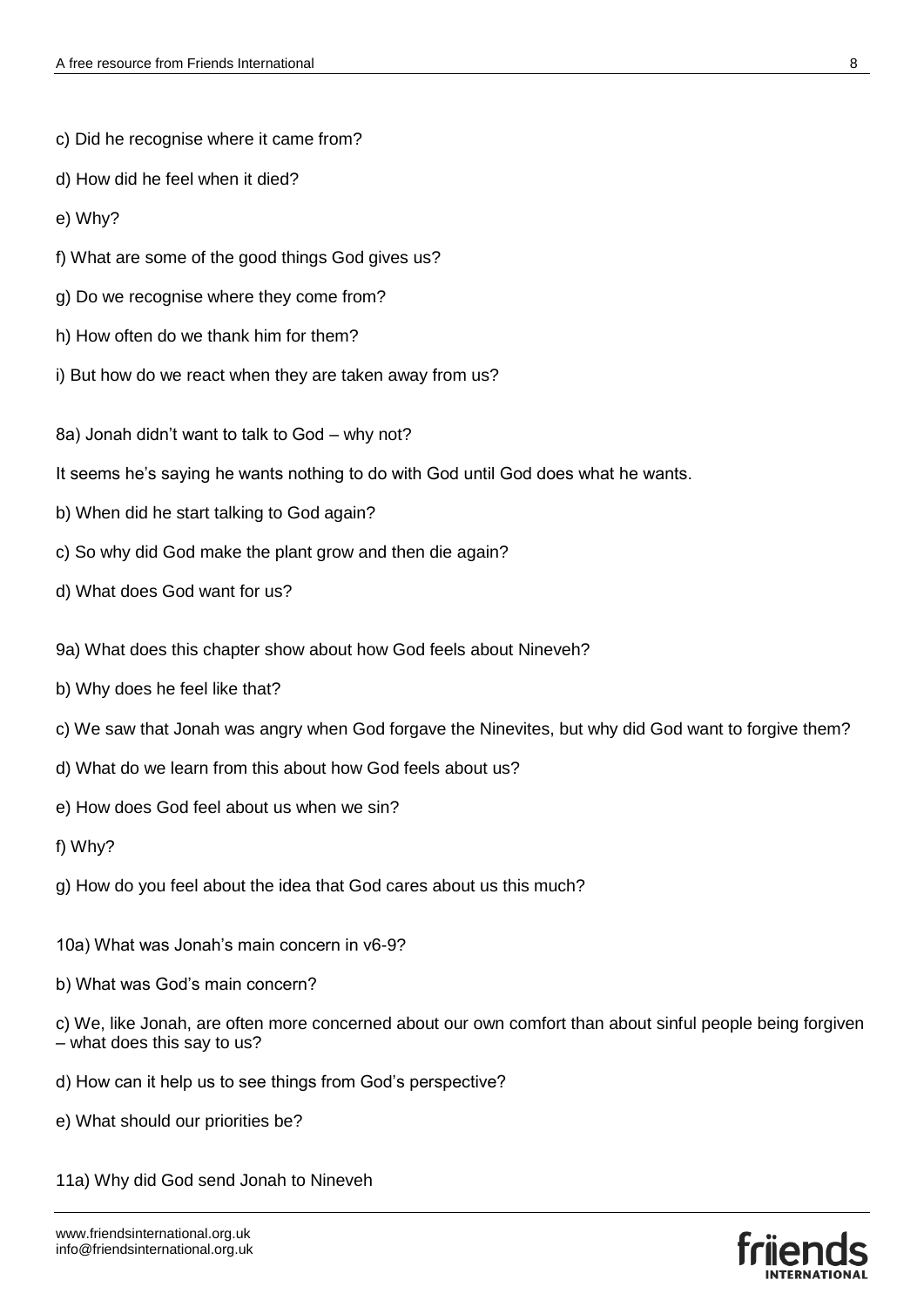c) Did he recognise where it came from?

d) How did he feel when it died?

e) Why?

f) What are some of the good things God gives us?

g) Do we recognise where they come from?

h) How often do we thank him for them?

i) But how do we react when they are taken away from us?

8a) Jonah didn't want to talk to God – why not?

It seems he's saying he wants nothing to do with God until God does what he wants.

b) When did he start talking to God again?

c) So why did God make the plant grow and then die again?

d) What does God want for us?

9a) What does this chapter show about how God feels about Nineveh?

b) Why does he feel like that?

c) We saw that Jonah was angry when God forgave the Ninevites, but why did God want to forgive them?

d) What do we learn from this about how God feels about us?

e) How does God feel about us when we sin?

f) Why?

g) How do you feel about the idea that God cares about us this much?

10a) What was Jonah's main concern in v6-9?

b) What was God's main concern?

c) We, like Jonah, are often more concerned about our own comfort than about sinful people being forgiven – what does this say to us?

d) How can it help us to see things from God's perspective?

e) What should our priorities be?

11a) Why did God send Jonah to Nineveh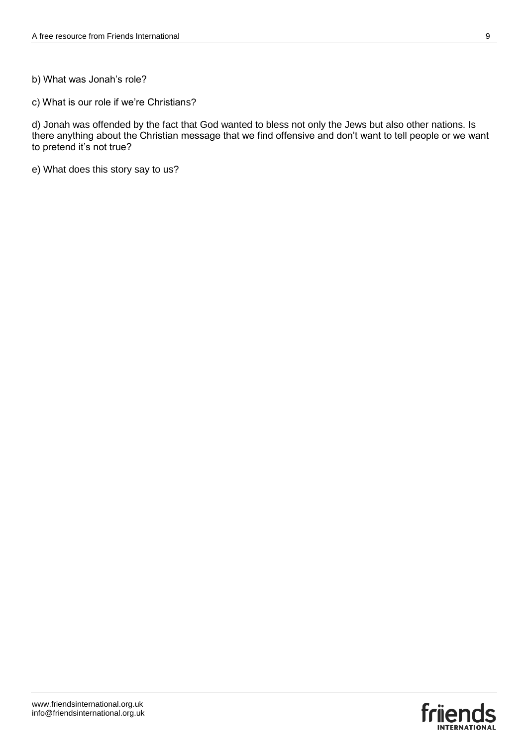b) What was Jonah's role?

c) What is our role if we're Christians?

d) Jonah was offended by the fact that God wanted to bless not only the Jews but also other nations. Is there anything about the Christian message that we find offensive and don't want to tell people or we want to pretend it's not true?

e) What does this story say to us?